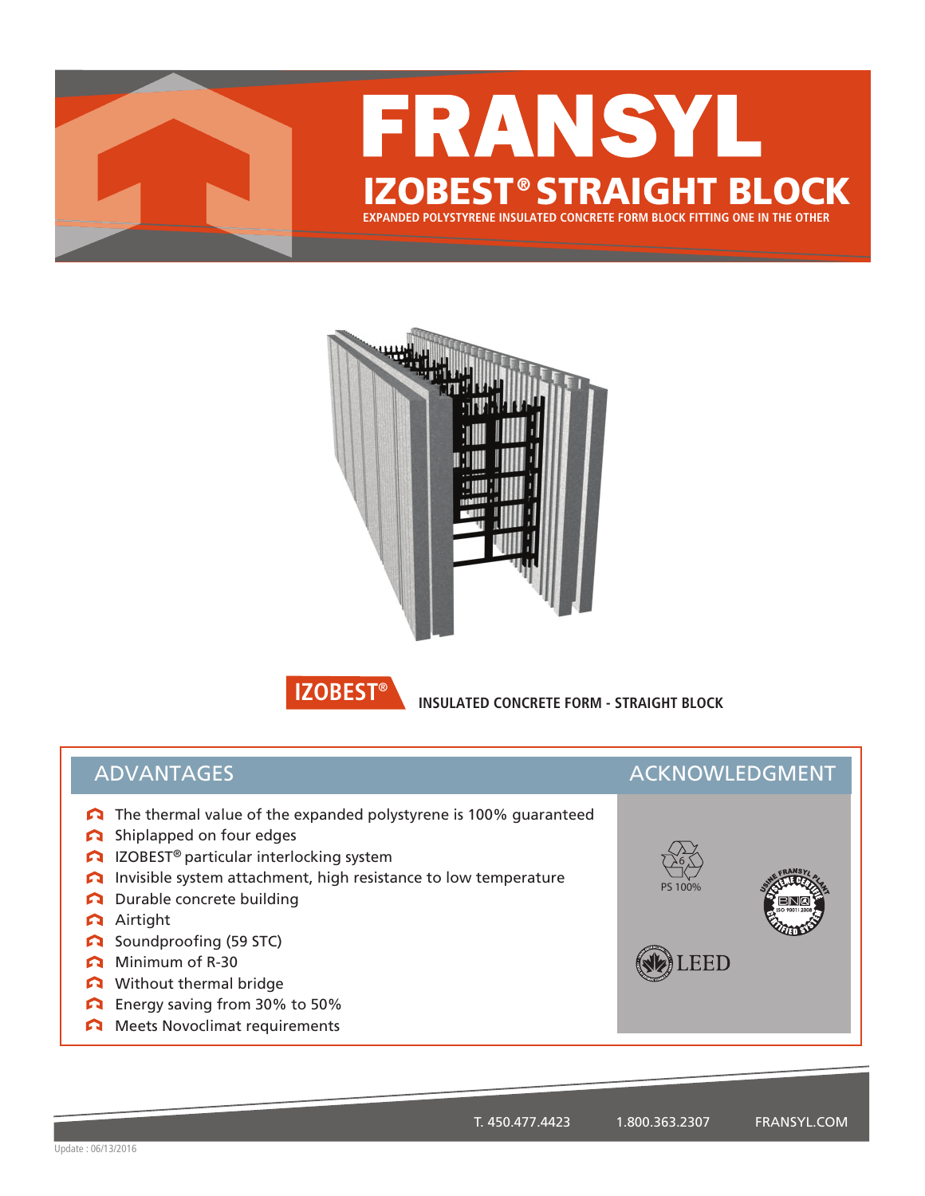# FRANSYL

## IZOBEST® STRAIGHT BLOCK

EXPANDED POLYSTYRENE INSULATED CONCRETE FORM BLOCK FITTING ONE IN THE OTHER

**IZOBEST®** INSULATED CONCRETE FORM - STRAIGHT BLOCK

## ADVANTAGES

- The thermal value of the expanded polystyrene is 100% guaranteed
- Shiplapped on four edges
- IZOBEST® particular interlocking system
- Invisible system attachment, high resistance to low temperature
- Durable concrete building
- Airtight
- Soundproofing (59 STC)
- Minimum of R-30
- Without thermal bridge
- Energy saving from 30% to 50%
- Meets Novoclimat requirements

## ACKNOWLEDGMENT

PS 100%

LEED

T. 450.477.4423 1.800.363.2307 FRANSYL.COM

Update : 06/13/2016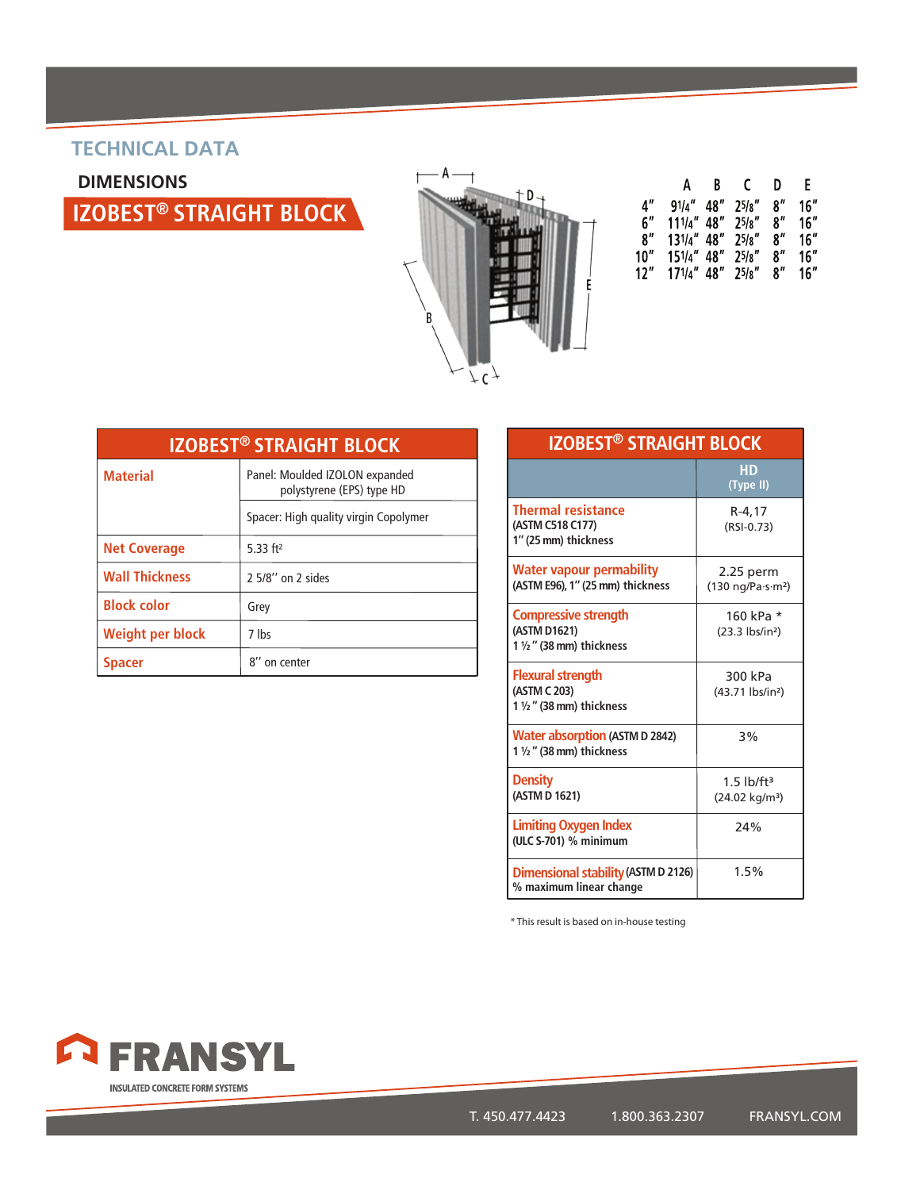# TECHNICAL DATA

## DIMENSIONS

## IZOBEST® STRAIGHT BLOCK

A
D
E
B
C

| | A | B | C | D | E |
|---|---|---|---|---|---|
| 4" | 9¼" | 48" | 2⅝" | 8" | 16" |
| 6" | 11¼" | 48" | 2⅝" | 8" | 16" |
| 8" | 13¼" | 48" | 2⅝" | 8" | 16" |
| 10" | 15¼" | 48" | 2⅝" | 8" | 16" |
| 12" | 17¼" | 48" | 2⅝" | 8" | 16" |

| IZOBEST® STRAIGHT BLOCK | |
|---|---|
| **Material** | Panel: Moulded IZOLON expanded polystyrene (EPS) type HD |
| | Spacer: High quality virgin Copolymer |
| **Net Coverage** | 5.33 ft² |
| **Wall Thickness** | 2 5/8'' on 2 sides |
| **Block color** | Grey |
| **Weight per block** | 7 lbs |
| **Spacer** | 8'' on center |

| IZOBEST® STRAIGHT BLOCK | HD (Type II) |
|---|---|
| **Thermal resistance** (ASTM C518 C177) 1'' (25 mm) thickness | R-4,17 (RSI-0.73) |
| **Water vapour permability** (ASTM E96), 1'' (25 mm) thickness | 2.25 perm (130 ng/Pa·s·m²) |
| **Compressive strength** (ASTM D1621) 1 ½'' (38 mm) thickness | 160 kPa * (23.3 lbs/in²) |
| **Flexural strength** (ASTM C 203) 1 ½'' (38 mm) thickness | 300 kPa (43.71 lbs/in²) |
| **Water absorption** (ASTM D 2842) 1 ½'' (38 mm) thickness | 3% |
| **Density** (ASTM D 1621) | 1.5 lb/ft³ (24.02 kg/m³) |
| **Limiting Oxygen Index** (ULC S-701) % minimum | 24% |
| **Dimensional stability** (ASTM D 2126) % maximum linear change | 1.5% |

* This result is based on in-house testing

FRANSYL
INSULATED CONCRETE FORM SYSTEMS

T. 450.477.4423 1.800.363.2307 FRANSYL.COM